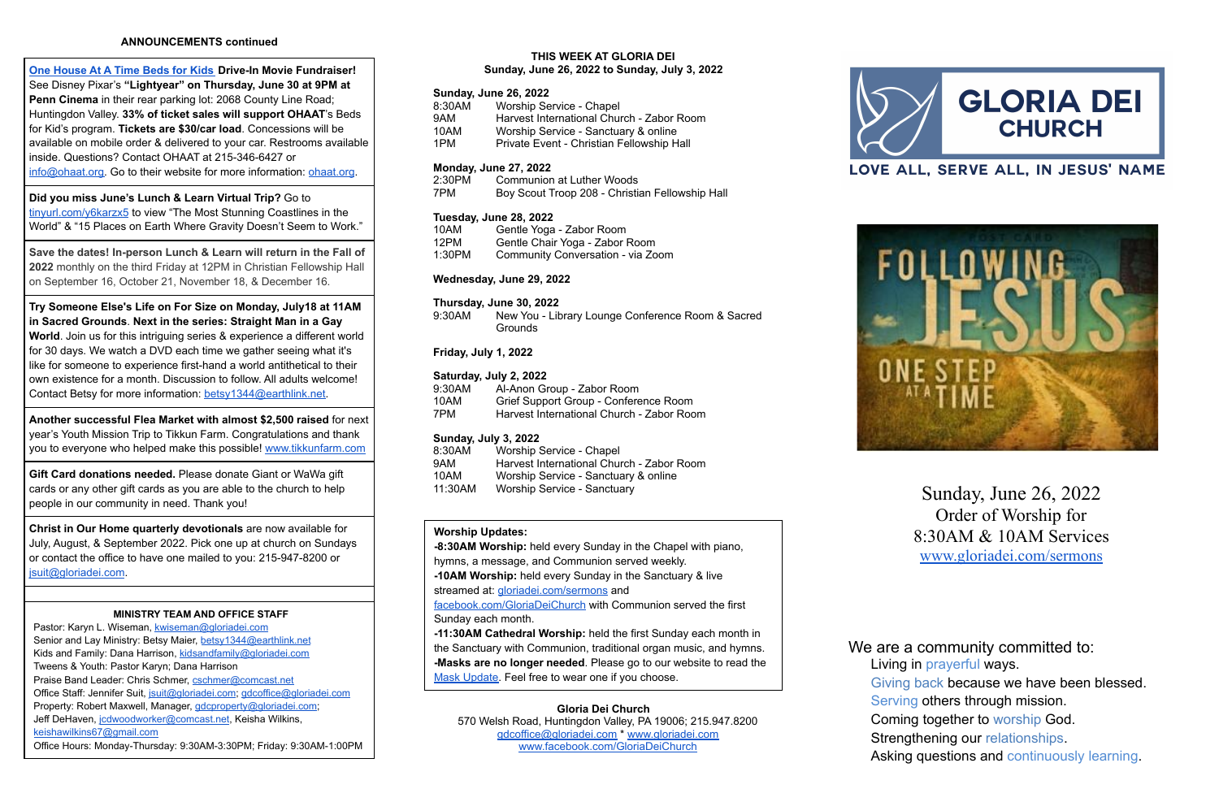## ANNOUNCEMENTS continued

**One House At A Time Beds for Kids Drive-In Movie Fundraiser!** See Disney Pixar's **"Lightyear" on Thursday, June 30 at 9PM at Penn Cinema** in their rear parking lot: 2068 County Line Road; Huntingdon Valley. **33% of ticket sales will support OHAAT**'s Beds for Kid's program. **Tickets are $30/car load**. Concessions will be available on mobile order & delivered to your car. Restrooms available inside. Questions? Contact OHAAT at 215-346-6427 or info@ohaat.org. Go to their website for more information: ohaat.org.

**Did you miss June's Lunch & Learn Virtual Trip?** Go to tinyurl.com/y6karzx5 to view "The Most Stunning Coastlines in the World" & "15 Places on Earth Where Gravity Doesn't Seem to Work."

**Save the dates! In-person Lunch & Learn will return in the Fall of 2022** monthly on the third Friday at 12PM in Christian Fellowship Hall on September 16, October 21, November 18, & December 16.

**Try Someone Else's Life on For Size on Monday, July18 at 11AM in Sacred Grounds**. **Next in the series: Straight Man in a Gay World**. Join us for this intriguing series & experience a different world for 30 days. We watch a DVD each time we gather seeing what it's like for someone to experience first-hand a world antithetical to their own existence for a month. Discussion to follow. All adults welcome! Contact Betsy for more information: betsy1344@earthlink.net.

**Another successful Flea Market with almost $2,500 raised** for next year's Youth Mission Trip to Tikkun Farm. Congratulations and thank you to everyone who helped make this possible! www.tikkunfarm.com

**Gift Card donations needed.** Please donate Giant or WaWa gift cards or any other gift cards as you are able to the church to help people in our community in need. Thank you!

**Christ in Our Home quarterly devotionals** are now available for July, August, & September 2022. Pick one up at church on Sundays or contact the office to have one mailed to you: 215-947-8200 or jsuit@gloriadei.com.

### MINISTRY TEAM AND OFFICE STAFF

Pastor: Karyn L. Wiseman, kwiseman@gloriadei.com
Senior and Lay Ministry: Betsy Maier, betsy1344@earthlink.net
Kids and Family: Dana Harrison, kidsandfamily@gloriadei.com
Tweens & Youth: Pastor Karyn; Dana Harrison
Praise Band Leader: Chris Schmer, cschmer@comcast.net
Office Staff: Jennifer Suit, jsuit@gloriadei.com; gdcoffice@gloriadei.com
Property: Robert Maxwell, Manager, gdcproperty@gloriadei.com;
Jeff DeHaven, jcdwoodworker@comcast.net, Keisha Wilkins, keishawilkins67@gmail.com
Office Hours: Monday-Thursday: 9:30AM-3:30PM; Friday: 9:30AM-1:00PM

## THIS WEEK AT GLORIA DEI
**Sunday, June 26, 2022 to Sunday, July 3, 2022**

**Sunday, June 26, 2022**
8:30AM Worship Service - Chapel
9AM Harvest International Church - Zabor Room
10AM Worship Service - Sanctuary & online
1PM Private Event - Christian Fellowship Hall

**Monday, June 27, 2022**
2:30PM Communion at Luther Woods
7PM Boy Scout Troop 208 - Christian Fellowship Hall

**Tuesday, June 28, 2022**
10AM Gentle Yoga - Zabor Room
12PM Gentle Chair Yoga - Zabor Room
1:30PM Community Conversation - via Zoom

**Wednesday, June 29, 2022**

**Thursday, June 30, 2022**
9:30AM New You - Library Lounge Conference Room & Sacred Grounds

**Friday, July 1, 2022**

**Saturday, July 2, 2022**
9:30AM Al-Anon Group - Zabor Room
10AM Grief Support Group - Conference Room
7PM Harvest International Church - Zabor Room

**Sunday, July 3, 2022**
8:30AM Worship Service - Chapel
9AM Harvest International Church - Zabor Room
10AM Worship Service - Sanctuary & online
11:30AM Worship Service - Sanctuary

**Worship Updates:**
**-8:30AM Worship:** held every Sunday in the Chapel with piano, hymns, a message, and Communion served weekly.
**-10AM Worship:** held every Sunday in the Sanctuary & live streamed at: gloriadei.com/sermons and facebook.com/GloriaDeiChurch with Communion served the first Sunday each month.
**-11:30AM Cathedral Worship:** held the first Sunday each month in the Sanctuary with Communion, traditional organ music, and hymns.
**-Masks are no longer needed**. Please go to our website to read the Mask Update. Feel free to wear one if you choose.

**Gloria Dei Church**
570 Welsh Road, Huntingdon Valley, PA 19006; 215.947.8200
gdcoffice@gloriadei.com * www.gloriadei.com
www.facebook.com/GloriaDeiChurch

# GLORIA DEI CHURCH
LOVE ALL, SERVE ALL, IN JESUS' NAME

FOLLOWING JESUS ONE STEP AT A TIME

Sunday, June 26, 2022
Order of Worship for
8:30AM & 10AM Services
www.gloriadei.com/sermons

We are a community committed to:
Living in prayerful ways.
Giving back because we have been blessed.
Serving others through mission.
Coming together to worship God.
Strengthening our relationships.
Asking questions and continuously learning.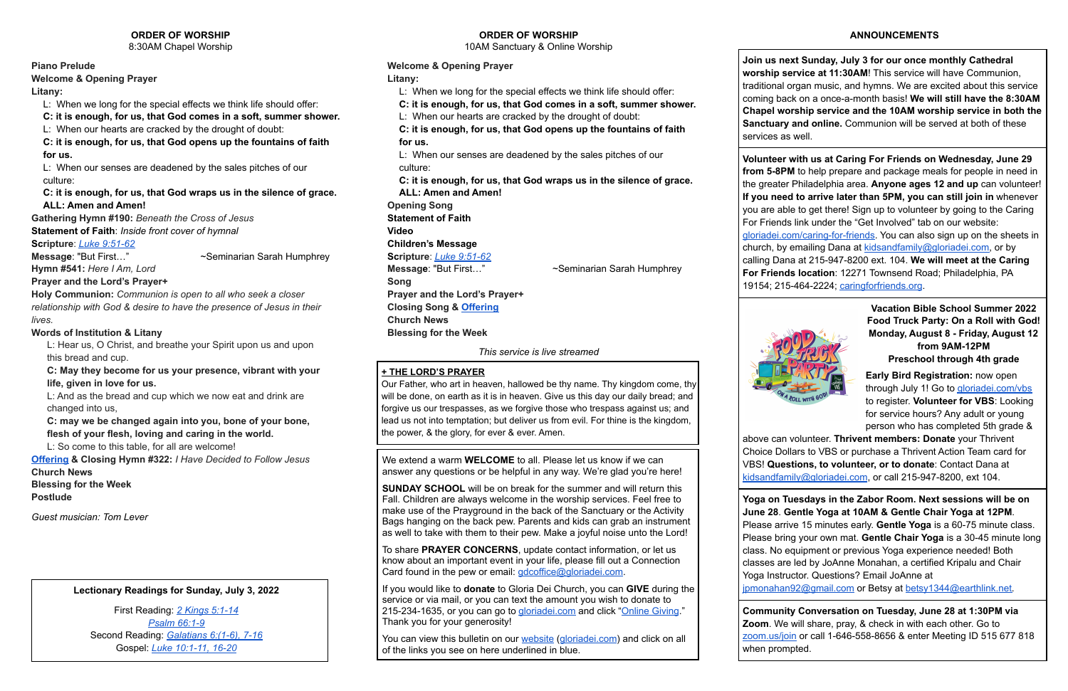## ORDER OF WORSHIP

8:30AM Chapel Worship

**Piano Prelude**

**Welcome & Opening Prayer**

**Litany:**

L: When we long for the special effects we think life should offer:

**C: it is enough, for us, that God comes in a soft, summer shower.**

L: When our hearts are cracked by the drought of doubt:

**C: it is enough, for us, that God opens up the fountains of faith for us.**

L: When our senses are deadened by the sales pitches of our culture:

**C: it is enough, for us, that God wraps us in the silence of grace.**

**ALL: Amen and Amen!**

**Gathering Hymn #190:** *Beneath the Cross of Jesus*

**Statement of Faith**: *Inside front cover of hymnal*

**Scripture**: *Luke 9:51-62*

**Message**: "But First…" ~Seminarian Sarah Humphrey

**Hymn #541:** *Here I Am, Lord*

**Prayer and the Lord's Prayer+**

**Holy Communion:** *Communion is open to all who seek a closer relationship with God & desire to have the presence of Jesus in their lives.*

**Words of Institution & Litany**

L: Hear us, O Christ, and breathe your Spirit upon us and upon this bread and cup.

**C: May they become for us your presence, vibrant with your life, given in love for us.**

L: And as the bread and cup which we now eat and drink are changed into us,

**C: may we be changed again into you, bone of your bone, flesh of your flesh, loving and caring in the world.**

L: So come to this table, for all are welcome!

**Offering & Closing Hymn #322:** *I Have Decided to Follow Jesus*

**Church News**

**Blessing for the Week**

**Postlude**

*Guest musician: Tom Lever*

**Lectionary Readings for Sunday, July 3, 2022**

First Reading: *2 Kings 5:1-14*

*Psalm 66:1-9*

Second Reading: *Galatians 6:(1-6), 7-16*

Gospel: *Luke 10:1-11, 16-20*

## ORDER OF WORSHIP

10AM Sanctuary & Online Worship

**Welcome & Opening Prayer**

**Litany:**

L: When we long for the special effects we think life should offer:

**C: it is enough, for us, that God comes in a soft, summer shower.**

L: When our hearts are cracked by the drought of doubt:

**C: it is enough, for us, that God opens up the fountains of faith for us.**

L: When our senses are deadened by the sales pitches of our culture:

**C: it is enough, for us, that God wraps us in the silence of grace.**

**ALL: Amen and Amen!**

**Opening Song**

**Statement of Faith**

**Video**

**Children's Message**

**Scripture**: *Luke 9:51-62*

**Message**: "But First…" ~Seminarian Sarah Humphrey

**Song**

**Prayer and the Lord's Prayer+**

**Closing Song & Offering**

**Church News**

**Blessing for the Week**

*This service is live streamed*

**+ THE LORD'S PRAYER**

Our Father, who art in heaven, hallowed be thy name. Thy kingdom come, thy will be done, on earth as it is in heaven. Give us this day our daily bread; and forgive us our trespasses, as we forgive those who trespass against us; and lead us not into temptation; but deliver us from evil. For thine is the kingdom, the power, & the glory, for ever & ever. Amen.

We extend a warm **WELCOME** to all. Please let us know if we can answer any questions or be helpful in any way. We're glad you're here!

**SUNDAY SCHOOL** will be on break for the summer and will return this Fall. Children are always welcome in the worship services. Feel free to make use of the Prayground in the back of the Sanctuary or the Activity Bags hanging on the back pew. Parents and kids can grab an instrument as well to take with them to their pew. Make a joyful noise unto the Lord!

To share **PRAYER CONCERNS**, update contact information, or let us know about an important event in your life, please fill out a Connection Card found in the pew or email: gdcoffice@gloriadei.com.

If you would like to **donate** to Gloria Dei Church, you can **GIVE** during the service or via mail, or you can text the amount you wish to donate to 215-234-1635, or you can go to gloriadei.com and click "Online Giving." Thank you for your generosity!

You can view this bulletin on our website (gloriadei.com) and click on all of the links you see on here underlined in blue.

## ANNOUNCEMENTS

**Join us next Sunday, July 3 for our once monthly Cathedral worship service at 11:30AM**! This service will have Communion, traditional organ music, and hymns. We are excited about this service coming back on a once-a-month basis! **We will still have the 8:30AM Chapel worship service and the 10AM worship service in both the Sanctuary and online.** Communion will be served at both of these services as well.

**Volunteer with us at Caring For Friends on Wednesday, June 29 from 5-8PM** to help prepare and package meals for people in need in the greater Philadelphia area. **Anyone ages 12 and up** can volunteer! **If you need to arrive later than 5PM, you can still join in** whenever you are able to get there! Sign up to volunteer by going to the Caring For Friends link under the "Get Involved" tab on our website: gloriadei.com/caring-for-friends. You can also sign up on the sheets in church, by emailing Dana at kidsandfamily@gloriadei.com, or by calling Dana at 215-947-8200 ext. 104. **We will meet at the Caring For Friends location**: 12271 Townsend Road; Philadelphia, PA 19154; 215-464-2224; caringforfriends.org.

**Vacation Bible School Summer 2022**
**Food Truck Party: On a Roll with God!**
**Monday, August 8 - Friday, August 12 from 9AM-12PM**
**Preschool through 4th grade**

**Early Bird Registration:** now open through July 1! Go to gloriadei.com/vbs to register. **Volunteer for VBS**: Looking for service hours? Any adult or young person who has completed 5th grade & above can volunteer! **Thrivent members: Donate** your Thrivent Choice Dollars to VBS or purchase a Thrivent Action Team card for VBS! **Questions, to volunteer, or to donate**: Contact Dana at kidsandfamily@gloriadei.com, or call 215-947-8200, ext 104.

**Yoga on Tuesdays in the Zabor Room. Next sessions will be on June 28**. **Gentle Yoga at 10AM & Gentle Chair Yoga at 12PM**. Please arrive 15 minutes early. **Gentle Yoga** is a 60-75 minute class. Please bring your own mat. **Gentle Chair Yoga** is a 30-45 minute long class. No equipment or previous Yoga experience needed! Both classes are led by JoAnne Monahan, a certified Kripalu and Chair Yoga Instructor. Questions? Email JoAnne at jpmonahan92@gmail.com or Betsy at betsy1344@earthlink.net.

**Community Conversation on Tuesday, June 28 at 1:30PM via Zoom**. We will share, pray, & check in with each other. Go to zoom.us/join or call 1-646-558-8656 & enter Meeting ID 515 677 818 when prompted.